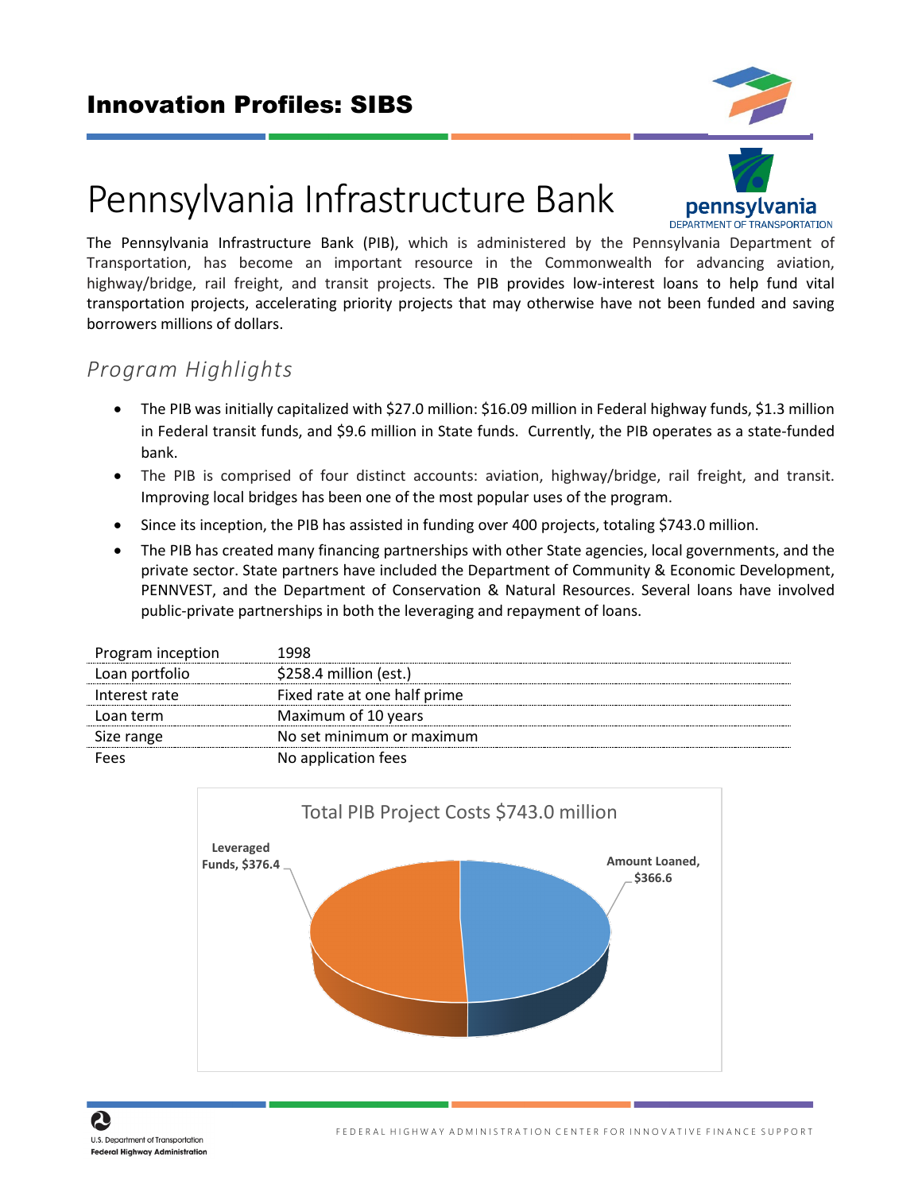# Innovation Profiles: SIBS

# Pennsylvania Infrastructure Bank

The Pennsylvania Infrastructure Bank (PIB), which is administered by the Pennsylvania Department of Transportation, has become an important resource in the Commonwealth for advancing aviation, highway/bridge, rail freight, and transit projects. The PIB provides low-interest loans to help fund vital transportation projects, accelerating priority projects that may otherwise have not been funded and saving borrowers millions of dollars.

## *Program Highlights*

- The PIB was initially capitalized with $27.0 million: $16.09 million in Federal highway funds, $1.3 million in Federal transit funds, and $9.6 million in State funds. Currently, the PIB operates as a state-funded bank.
- The PIB is comprised of four distinct accounts: aviation, highway/bridge, rail freight, and transit. Improving local bridges has been one of the most popular uses of the program.
- Since its inception, the PIB has assisted in funding over 400 projects, totaling $743.0 million.
- The PIB has created many financing partnerships with other State agencies, local governments, and the private sector. State partners have included the Department of Community & Economic Development, PENNVEST, and the Department of Conservation & Natural Resources. Several loans have involved public-private partnerships in both the leveraging and repayment of loans.

| | |
|---|---|
| Program inception | 1998 |
| Loan portfolio | $258.4 million (est.) |
| Interest rate | Fixed rate at one half prime |
| Loan term | Maximum of 10 years |
| Size range | No set minimum or maximum |
| Fees | No application fees |

Total PIB Project Costs $743.0 million

Leveraged Funds, $376.4

Amount Loaned, $366.6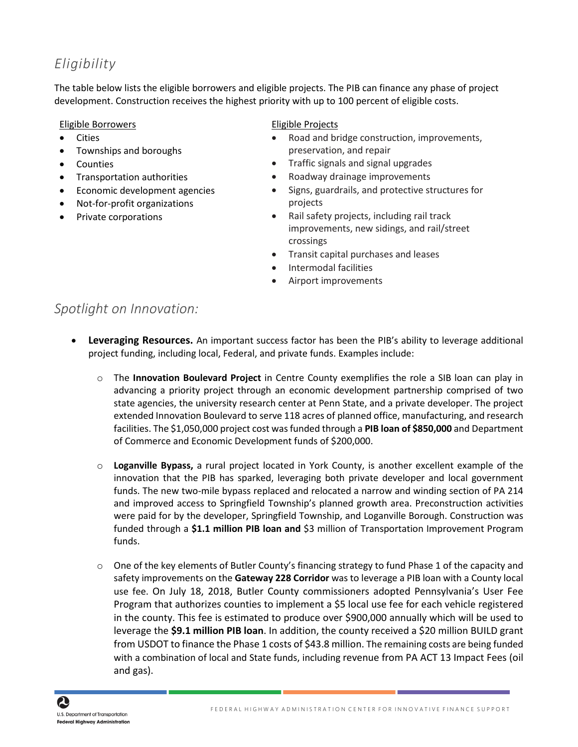## *Eligibility*

The table below lists the eligible borrowers and eligible projects. The PIB can finance any phase of project development. Construction receives the highest priority with up to 100 percent of eligible costs.

Eligible Borrowers

- Cities
- Townships and boroughs
- Counties
- Transportation authorities
- Economic development agencies
- Not-for-profit organizations
- Private corporations

Eligible Projects

- Road and bridge construction, improvements, preservation, and repair
- Traffic signals and signal upgrades
- Roadway drainage improvements
- Signs, guardrails, and protective structures for projects
- Rail safety projects, including rail track improvements, new sidings, and rail/street crossings
- Transit capital purchases and leases
- Intermodal facilities
- Airport improvements

## *Spotlight on Innovation:*

- **Leveraging Resources.** An important success factor has been the PIB's ability to leverage additional project funding, including local, Federal, and private funds. Examples include:
  - The **Innovation Boulevard Project** in Centre County exemplifies the role a SIB loan can play in advancing a priority project through an economic development partnership comprised of two state agencies, the university research center at Penn State, and a private developer. The project extended Innovation Boulevard to serve 118 acres of planned office, manufacturing, and research facilities. The $1,050,000 project cost was funded through a **PIB loan of $850,000** and Department of Commerce and Economic Development funds of $200,000.
  - **Loganville Bypass,** a rural project located in York County, is another excellent example of the innovation that the PIB has sparked, leveraging both private developer and local government funds. The new two-mile bypass replaced and relocated a narrow and winding section of PA 214 and improved access to Springfield Township's planned growth area. Preconstruction activities were paid for by the developer, Springfield Township, and Loganville Borough. Construction was funded through a **$1.1 million PIB loan and** $3 million of Transportation Improvement Program funds.
  - One of the key elements of Butler County's financing strategy to fund Phase 1 of the capacity and safety improvements on the **Gateway 228 Corridor** was to leverage a PIB loan with a County local use fee. On July 18, 2018, Butler County commissioners adopted Pennsylvania's User Fee Program that authorizes counties to implement a $5 local use fee for each vehicle registered in the county. This fee is estimated to produce over $900,000 annually which will be used to leverage the **$9.1 million PIB loan**. In addition, the county received a $20 million BUILD grant from USDOT to finance the Phase 1 costs of $43.8 million. The remaining costs are being funded with a combination of local and State funds, including revenue from PA ACT 13 Impact Fees (oil and gas).